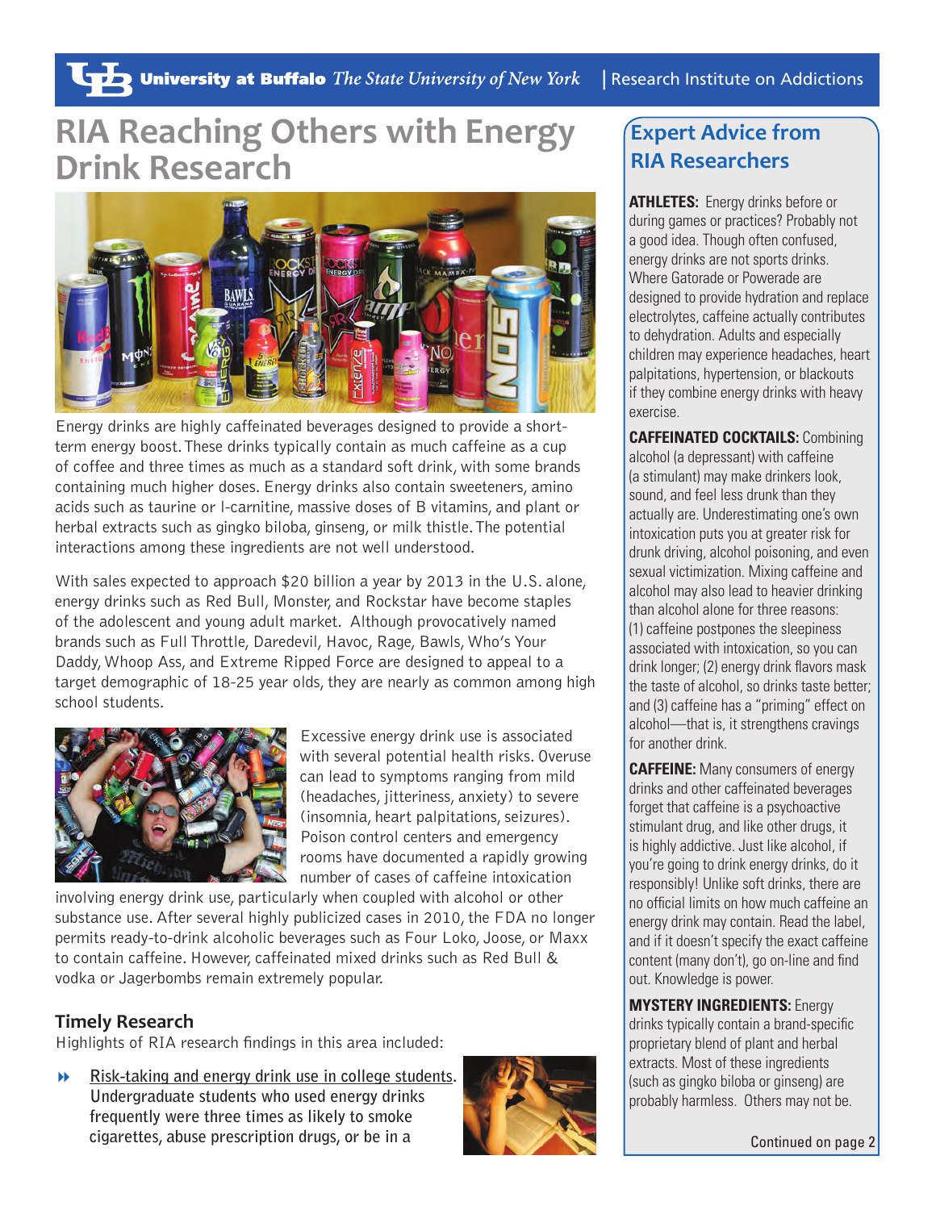University at Buffalo *The State University of New York* | Research Institute on Addictions

# RIA Reaching Others with Energy Drink Research

Energy drinks are highly caffeinated beverages designed to provide a short-term energy boost. These drinks typically contain as much caffeine as a cup of coffee and three times as much as a standard soft drink, with some brands containing much higher doses. Energy drinks also contain sweeteners, amino acids such as taurine or l-carnitine, massive doses of B vitamins, and plant or herbal extracts such as gingko biloba, ginseng, or milk thistle. The potential interactions among these ingredients are not well understood.

With sales expected to approach $20 billion a year by 2013 in the U.S. alone, energy drinks such as Red Bull, Monster, and Rockstar have become staples of the adolescent and young adult market. Although provocatively named brands such as Full Throttle, Daredevil, Havoc, Rage, Bawls, Who's Your Daddy, Whoop Ass, and Extreme Ripped Force are designed to appeal to a target demographic of 18-25 year olds, they are nearly as common among high school students.

Excessive energy drink use is associated with several potential health risks. Overuse can lead to symptoms ranging from mild (headaches, jitteriness, anxiety) to severe (insomnia, heart palpitations, seizures). Poison control centers and emergency rooms have documented a rapidly growing number of cases of caffeine intoxication involving energy drink use, particularly when coupled with alcohol or other substance use. After several highly publicized cases in 2010, the FDA no longer permits ready-to-drink alcoholic beverages such as Four Loko, Joose, or Maxx to contain caffeine. However, caffeinated mixed drinks such as Red Bull & vodka or Jagerbombs remain extremely popular.

## Timely Research

Highlights of RIA research findings in this area included:

- Risk-taking and energy drink use in college students. Undergraduate students who used energy drinks frequently were three times as likely to smoke cigarettes, abuse prescription drugs, or be in a

## Expert Advice from RIA Researchers

**ATHLETES:** Energy drinks before or during games or practices? Probably not a good idea. Though often confused, energy drinks are not sports drinks. Where Gatorade or Powerade are designed to provide hydration and replace electrolytes, caffeine actually contributes to dehydration. Adults and especially children may experience headaches, heart palpitations, hypertension, or blackouts if they combine energy drinks with heavy exercise.

**CAFFEINATED COCKTAILS:** Combining alcohol (a depressant) with caffeine (a stimulant) may make drinkers look, sound, and feel less drunk than they actually are. Underestimating one's own intoxication puts you at greater risk for drunk driving, alcohol poisoning, and even sexual victimization. Mixing caffeine and alcohol may also lead to heavier drinking than alcohol alone for three reasons: (1) caffeine postpones the sleepiness associated with intoxication, so you can drink longer; (2) energy drink flavors mask the taste of alcohol, so drinks taste better; and (3) caffeine has a "priming" effect on alcohol—that is, it strengthens cravings for another drink.

**CAFFEINE:** Many consumers of energy drinks and other caffeinated beverages forget that caffeine is a psychoactive stimulant drug, and like other drugs, it is highly addictive. Just like alcohol, if you're going to drink energy drinks, do it responsibly! Unlike soft drinks, there are no official limits on how much caffeine an energy drink may contain. Read the label, and if it doesn't specify the exact caffeine content (many don't), go on-line and find out. Knowledge is power.

**MYSTERY INGREDIENTS:** Energy drinks typically contain a brand-specific proprietary blend of plant and herbal extracts. Most of these ingredients (such as gingko biloba or ginseng) are probably harmless. Others may not be.

Continued on page 2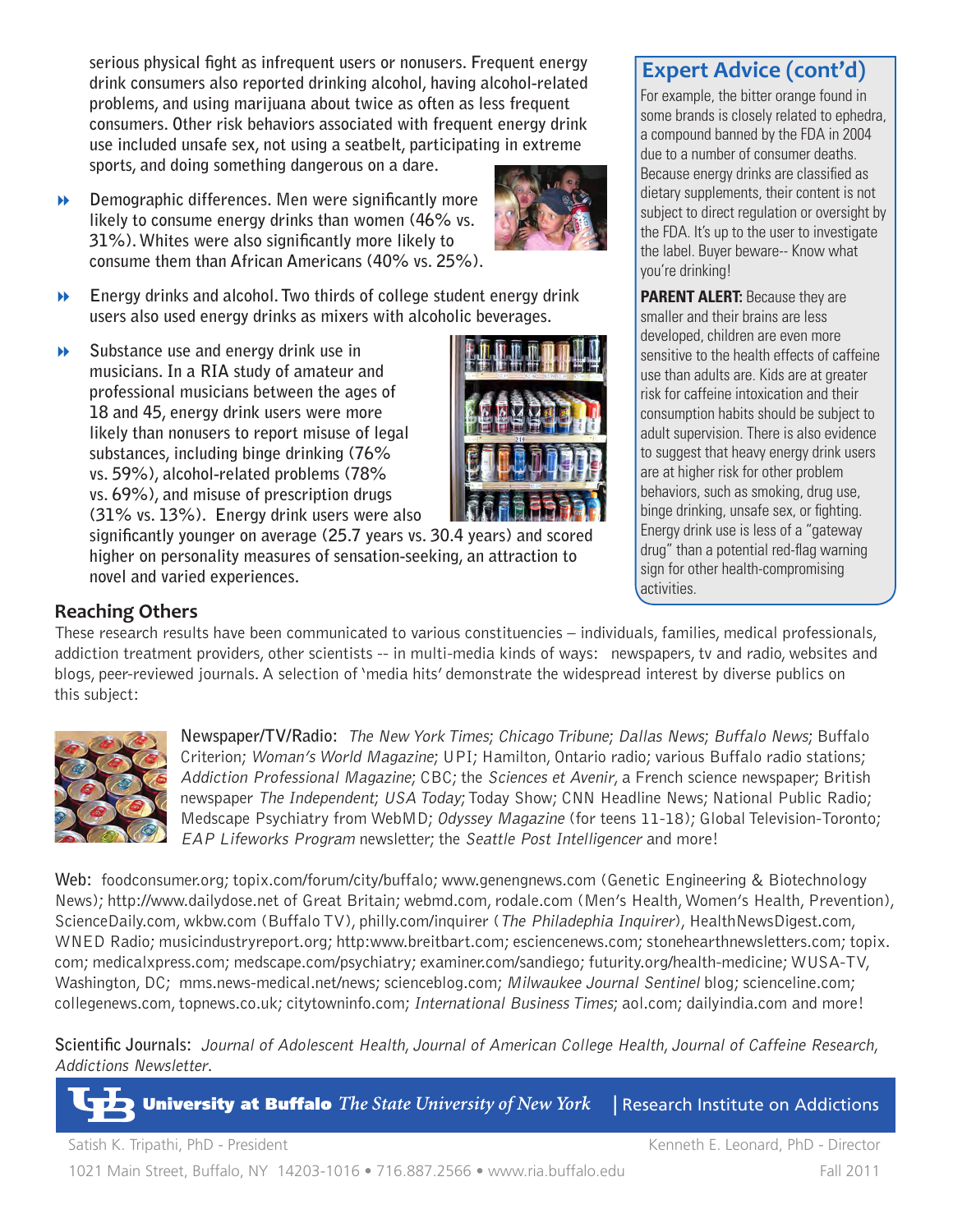serious physical fight as infrequent users or nonusers. Frequent energy drink consumers also reported drinking alcohol, having alcohol-related problems, and using marijuana about twice as often as less frequent consumers. Other risk behaviors associated with frequent energy drink use included unsafe sex, not using a seatbelt, participating in extreme sports, and doing something dangerous on a dare.

- Demographic differences. Men were significantly more likely to consume energy drinks than women (46% vs. 31%). Whites were also significantly more likely to consume them than African Americans (40% vs. 25%).
- Energy drinks and alcohol. Two thirds of college student energy drink users also used energy drinks as mixers with alcoholic beverages.
- Substance use and energy drink use in musicians. In a RIA study of amateur and professional musicians between the ages of 18 and 45, energy drink users were more likely than nonusers to report misuse of legal substances, including binge drinking (76% vs. 59%), alcohol-related problems (78% vs. 69%), and misuse of prescription drugs (31% vs. 13%). Energy drink users were also significantly younger on average (25.7 years vs. 30.4 years) and scored higher on personality measures of sensation-seeking, an attraction to novel and varied experiences.

## Expert Advice (cont'd)

For example, the bitter orange found in some brands is closely related to ephedra, a compound banned by the FDA in 2004 due to a number of consumer deaths. Because energy drinks are classified as dietary supplements, their content is not subject to direct regulation or oversight by the FDA. It's up to the user to investigate the label. Buyer beware-- Know what you're drinking!

**PARENT ALERT:** Because they are smaller and their brains are less developed, children are even more sensitive to the health effects of caffeine use than adults are. Kids are at greater risk for caffeine intoxication and their consumption habits should be subject to adult supervision. There is also evidence to suggest that heavy energy drink users are at higher risk for other problem behaviors, such as smoking, drug use, binge drinking, unsafe sex, or fighting. Energy drink use is less of a "gateway drug" than a potential red-flag warning sign for other health-compromising activities.

## Reaching Others

These research results have been communicated to various constituencies – individuals, families, medical professionals, addiction treatment providers, other scientists -- in multi-media kinds of ways: newspapers, tv and radio, websites and blogs, peer-reviewed journals. A selection of 'media hits' demonstrate the widespread interest by diverse publics on this subject:

**Newspaper/TV/Radio:** *The New York Times*; *Chicago Tribune*; *Dallas News*; *Buffalo News*; Buffalo Criterion; *Woman's World Magazine*; UPI; Hamilton, Ontario radio; various Buffalo radio stations; *Addiction Professional Magazine*; CBC; the *Sciences et Avenir*, a French science newspaper; British newspaper *The Independent*; *USA Today*; Today Show; CNN Headline News; National Public Radio; Medscape Psychiatry from WebMD; *Odyssey Magazine* (for teens 11-18); Global Television-Toronto; *EAP Lifeworks Program* newsletter; the *Seattle Post Intelligencer* and more!

**Web:** foodconsumer.org; topix.com/forum/city/buffalo; www.genengnews.com (Genetic Engineering & Biotechnology News); http://www.dailydose.net of Great Britain; webmd.com, rodale.com (Men's Health, Women's Health, Prevention), ScienceDaily.com, wkbw.com (Buffalo TV), philly.com/inquirer (*The Philadephia Inquirer*), HealthNewsDigest.com, WNED Radio; musicindustryreport.org; http:www.breitbart.com; esciencenews.com; stonehearthnewsletters.com; topix.com; medicalxpress.com; medscape.com/psychiatry; examiner.com/sandiego; futurity.org/health-medicine; WUSA-TV, Washington, DC; mms.news-medical.net/news; scienceblog.com; *Milwaukee Journal Sentinel* blog; scienceline.com; collegenews.com, topnews.co.uk; citytowninfo.com; *International Business Times*; aol.com; dailyindia.com and more!

**Scientific Journals:** *Journal of Adolescent Health*, *Journal of American College Health*, *Journal of Caffeine Research*, *Addictions Newsletter*.

University at Buffalo *The State University of New York* | Research Institute on Addictions

Satish K. Tripathi, PhD - President — Kenneth E. Leonard, PhD - Director

1021 Main Street, Buffalo, NY 14203-1016 • 716.887.2566 • www.ria.buffalo.edu — Fall 2011